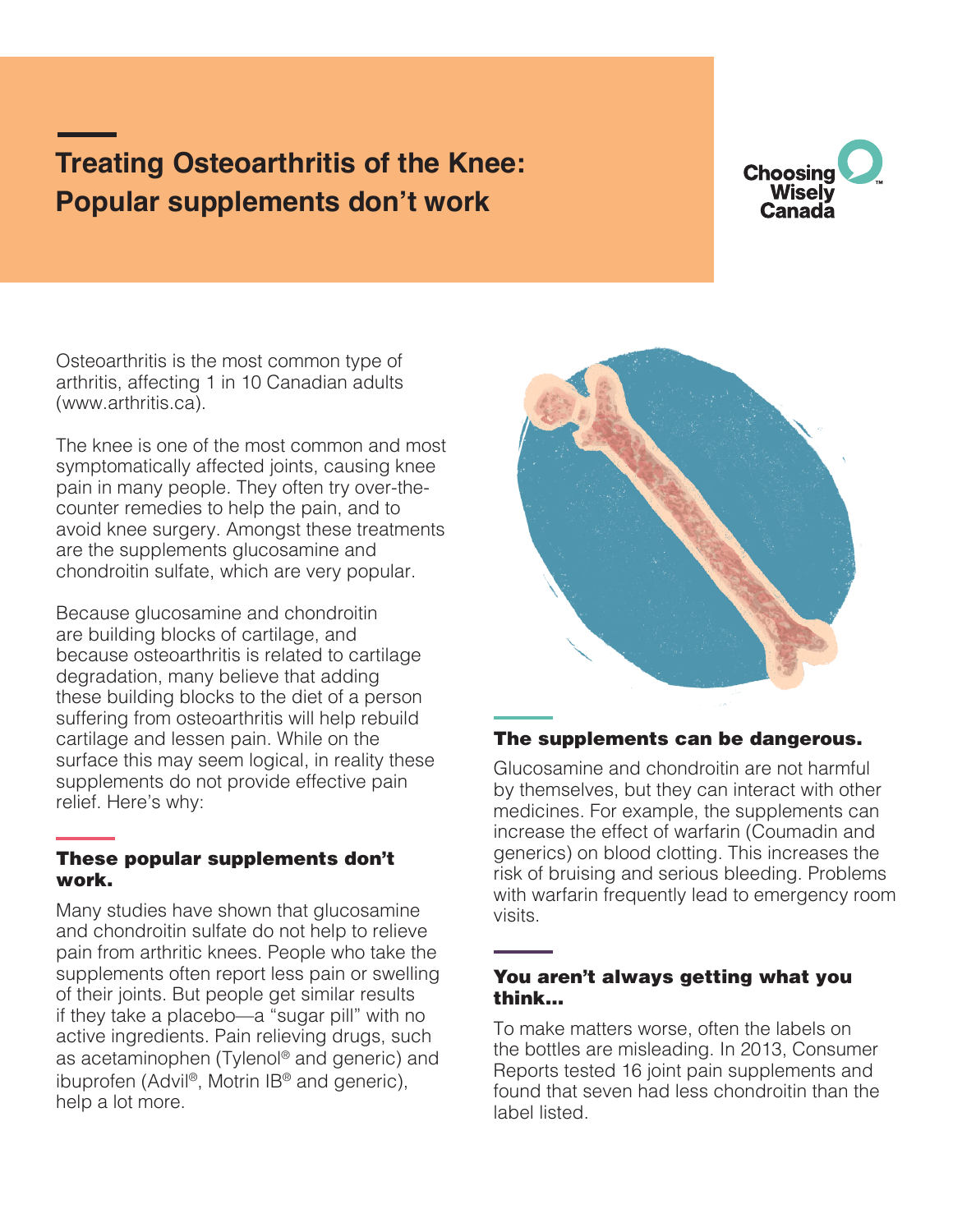# Treating Osteoarthritis of the Knee: Popular supplements don't work

Choosing Wisely Canada

Osteoarthritis is the most common type of arthritis, affecting 1 in 10 Canadian adults (www.arthritis.ca).

The knee is one of the most common and most symptomatically affected joints, causing knee pain in many people. They often try over-the-counter remedies to help the pain, and to avoid knee surgery. Amongst these treatments are the supplements glucosamine and chondroitin sulfate, which are very popular.

Because glucosamine and chondroitin are building blocks of cartilage, and because osteoarthritis is related to cartilage degradation, many believe that adding these building blocks to the diet of a person suffering from osteoarthritis will help rebuild cartilage and lessen pain. While on the surface this may seem logical, in reality these supplements do not provide effective pain relief. Here's why:

## These popular supplements don't work.

Many studies have shown that glucosamine and chondroitin sulfate do not help to relieve pain from arthritic knees. People who take the supplements often report less pain or swelling of their joints. But people get similar results if they take a placebo—a "sugar pill" with no active ingredients. Pain relieving drugs, such as acetaminophen (Tylenol® and generic) and ibuprofen (Advil®, Motrin IB® and generic), help a lot more.

## The supplements can be dangerous.

Glucosamine and chondroitin are not harmful by themselves, but they can interact with other medicines. For example, the supplements can increase the effect of warfarin (Coumadin and generics) on blood clotting. This increases the risk of bruising and serious bleeding. Problems with warfarin frequently lead to emergency room visits.

## You aren't always getting what you think...

To make matters worse, often the labels on the bottles are misleading. In 2013, Consumer Reports tested 16 joint pain supplements and found that seven had less chondroitin than the label listed.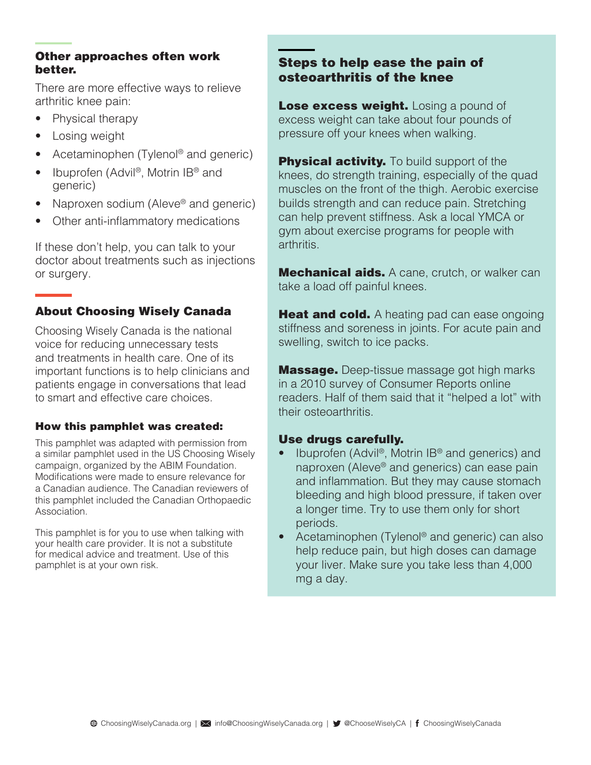### Other approaches often work better.

There are more effective ways to relieve arthritic knee pain:

- Physical therapy
- Losing weight
- Acetaminophen (Tylenol® and generic)
- Ibuprofen (Advil®, Motrin IB® and generic)
- Naproxen sodium (Aleve® and generic)
- Other anti-inflammatory medications

If these don't help, you can talk to your doctor about treatments such as injections or surgery.

### About Choosing Wisely Canada

Choosing Wisely Canada is the national voice for reducing unnecessary tests and treatments in health care. One of its important functions is to help clinicians and patients engage in conversations that lead to smart and effective care choices.

#### How this pamphlet was created:

This pamphlet was adapted with permission from a similar pamphlet used in the US Choosing Wisely campaign, organized by the ABIM Foundation. Modifications were made to ensure relevance for a Canadian audience. The Canadian reviewers of this pamphlet included the Canadian Orthopaedic Association.

This pamphlet is for you to use when talking with your health care provider. It is not a substitute for medical advice and treatment. Use of this pamphlet is at your own risk.

### Steps to help ease the pain of osteoarthritis of the knee

**Lose excess weight.** Losing a pound of excess weight can take about four pounds of pressure off your knees when walking.

**Physical activity.** To build support of the knees, do strength training, especially of the quad muscles on the front of the thigh. Aerobic exercise builds strength and can reduce pain. Stretching can help prevent stiffness. Ask a local YMCA or gym about exercise programs for people with arthritis.

**Mechanical aids.** A cane, crutch, or walker can take a load off painful knees.

**Heat and cold.** A heating pad can ease ongoing stiffness and soreness in joints. For acute pain and swelling, switch to ice packs.

**Massage.** Deep-tissue massage got high marks in a 2010 survey of Consumer Reports online readers. Half of them said that it "helped a lot" with their osteoarthritis.

**Use drugs carefully.**

- Ibuprofen (Advil®, Motrin IB® and generics) and naproxen (Aleve® and generics) can ease pain and inflammation. But they may cause stomach bleeding and high blood pressure, if taken over a longer time. Try to use them only for short periods.
- Acetaminophen (Tylenol® and generic) can also help reduce pain, but high doses can damage your liver. Make sure you take less than 4,000 mg a day.

ChoosingWiselyCanada.org | info@ChoosingWiselyCanada.org | @ChooseWiselyCA | ChoosingWiselyCanada